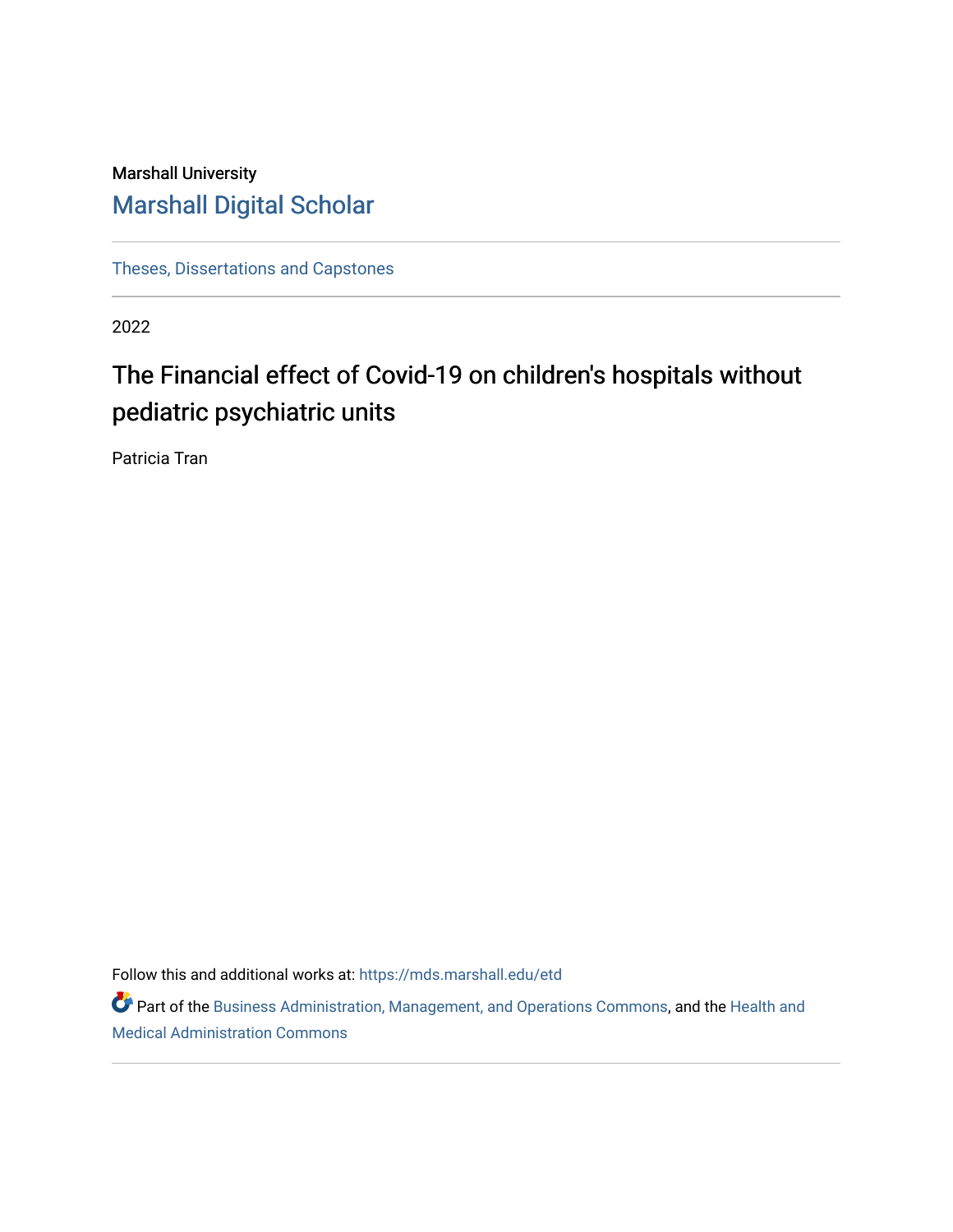Marshall University

# Marshall Digital Scholar

Theses, Dissertations and Capstones

2022

## The Financial effect of Covid-19 on children's hospitals without pediatric psychiatric units

Patricia Tran

Follow this and additional works at: https://mds.marshall.edu/etd

Part of the Business Administration, Management, and Operations Commons, and the Health and Medical Administration Commons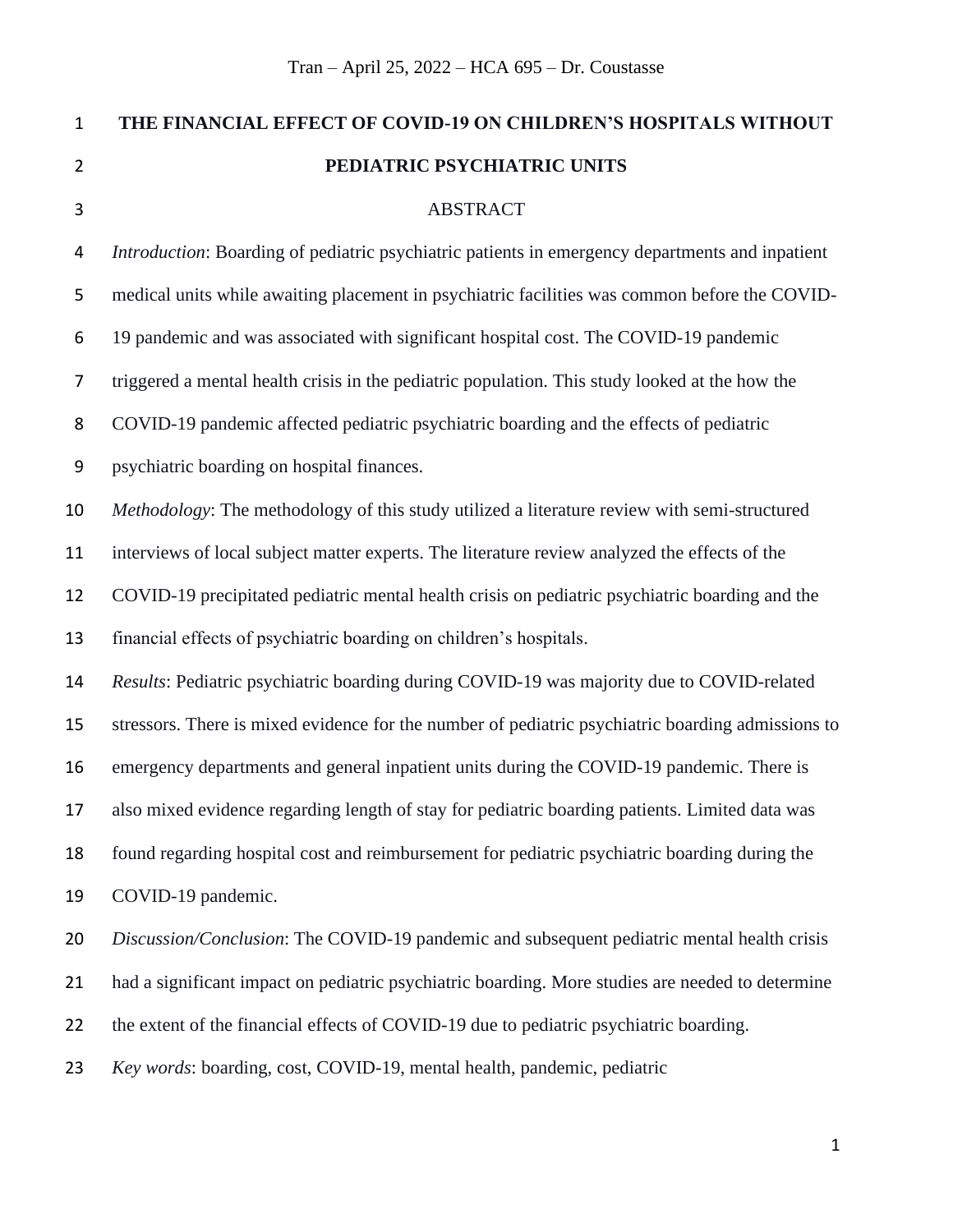# THE FINANCIAL EFFECT OF COVID-19 ON CHILDREN'S HOSPITALS WITHOUT PEDIATRIC PSYCHIATRIC UNITS

## ABSTRACT

*Introduction*: Boarding of pediatric psychiatric patients in emergency departments and inpatient medical units while awaiting placement in psychiatric facilities was common before the COVID-19 pandemic and was associated with significant hospital cost. The COVID-19 pandemic triggered a mental health crisis in the pediatric population. This study looked at the how the COVID-19 pandemic affected pediatric psychiatric boarding and the effects of pediatric psychiatric boarding on hospital finances.

*Methodology*: The methodology of this study utilized a literature review with semi-structured interviews of local subject matter experts. The literature review analyzed the effects of the COVID-19 precipitated pediatric mental health crisis on pediatric psychiatric boarding and the financial effects of psychiatric boarding on children's hospitals.

*Results*: Pediatric psychiatric boarding during COVID-19 was majority due to COVID-related stressors. There is mixed evidence for the number of pediatric psychiatric boarding admissions to emergency departments and general inpatient units during the COVID-19 pandemic. There is also mixed evidence regarding length of stay for pediatric boarding patients. Limited data was found regarding hospital cost and reimbursement for pediatric psychiatric boarding during the COVID-19 pandemic.

*Discussion/Conclusion*: The COVID-19 pandemic and subsequent pediatric mental health crisis had a significant impact on pediatric psychiatric boarding. More studies are needed to determine the extent of the financial effects of COVID-19 due to pediatric psychiatric boarding.

*Key words*: boarding, cost, COVID-19, mental health, pandemic, pediatric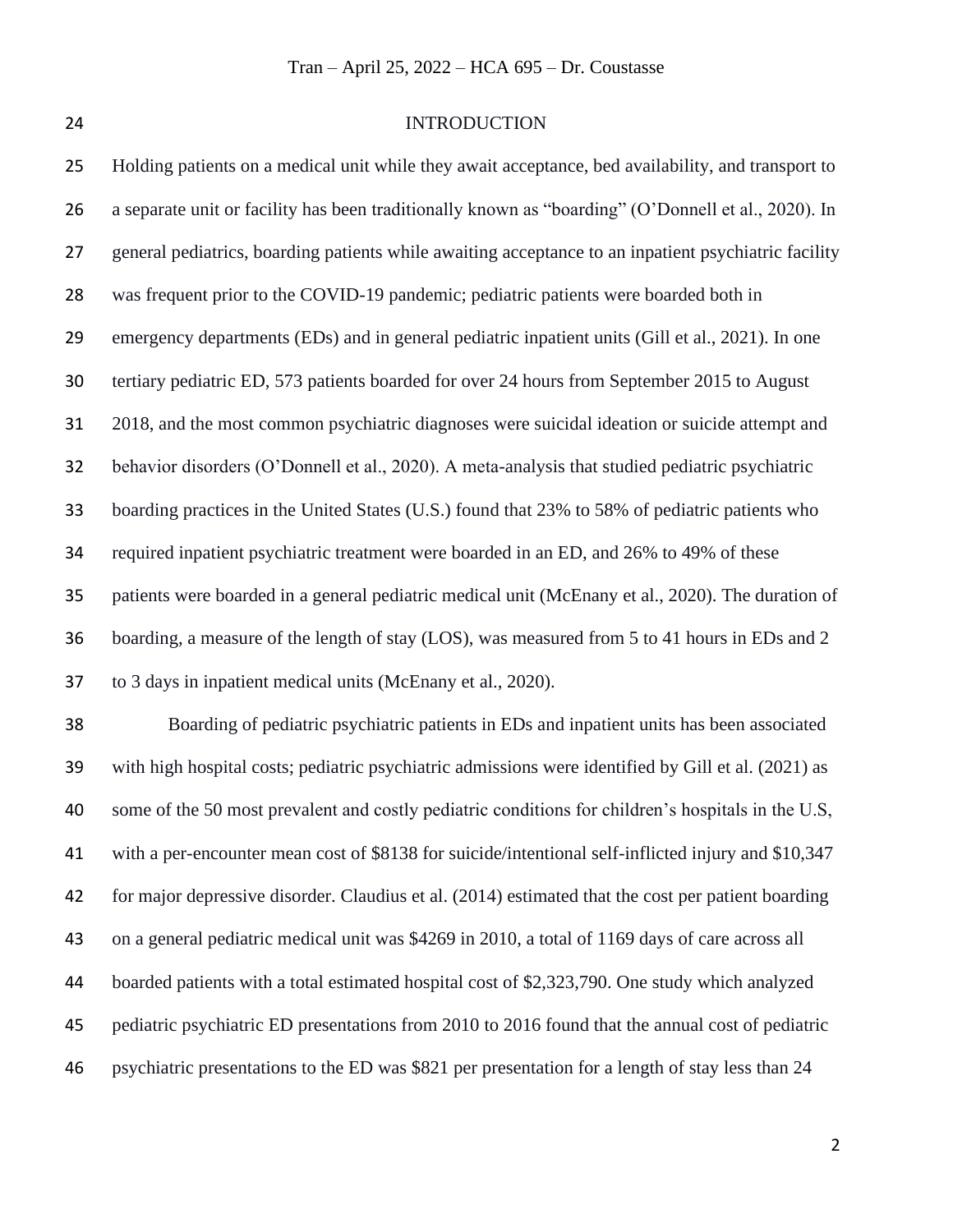# INTRODUCTION

Holding patients on a medical unit while they await acceptance, bed availability, and transport to a separate unit or facility has been traditionally known as "boarding" (O'Donnell et al., 2020). In general pediatrics, boarding patients while awaiting acceptance to an inpatient psychiatric facility was frequent prior to the COVID-19 pandemic; pediatric patients were boarded both in emergency departments (EDs) and in general pediatric inpatient units (Gill et al., 2021). In one tertiary pediatric ED, 573 patients boarded for over 24 hours from September 2015 to August 2018, and the most common psychiatric diagnoses were suicidal ideation or suicide attempt and behavior disorders (O'Donnell et al., 2020). A meta-analysis that studied pediatric psychiatric boarding practices in the United States (U.S.) found that 23% to 58% of pediatric patients who required inpatient psychiatric treatment were boarded in an ED, and 26% to 49% of these patients were boarded in a general pediatric medical unit (McEnany et al., 2020). The duration of boarding, a measure of the length of stay (LOS), was measured from 5 to 41 hours in EDs and 2 to 3 days in inpatient medical units (McEnany et al., 2020).

Boarding of pediatric psychiatric patients in EDs and inpatient units has been associated with high hospital costs; pediatric psychiatric admissions were identified by Gill et al. (2021) as some of the 50 most prevalent and costly pediatric conditions for children's hospitals in the U.S, with a per-encounter mean cost of $8138 for suicide/intentional self-inflicted injury and $10,347 for major depressive disorder. Claudius et al. (2014) estimated that the cost per patient boarding on a general pediatric medical unit was $4269 in 2010, a total of 1169 days of care across all boarded patients with a total estimated hospital cost of $2,323,790. One study which analyzed pediatric psychiatric ED presentations from 2010 to 2016 found that the annual cost of pediatric psychiatric presentations to the ED was $821 per presentation for a length of stay less than 24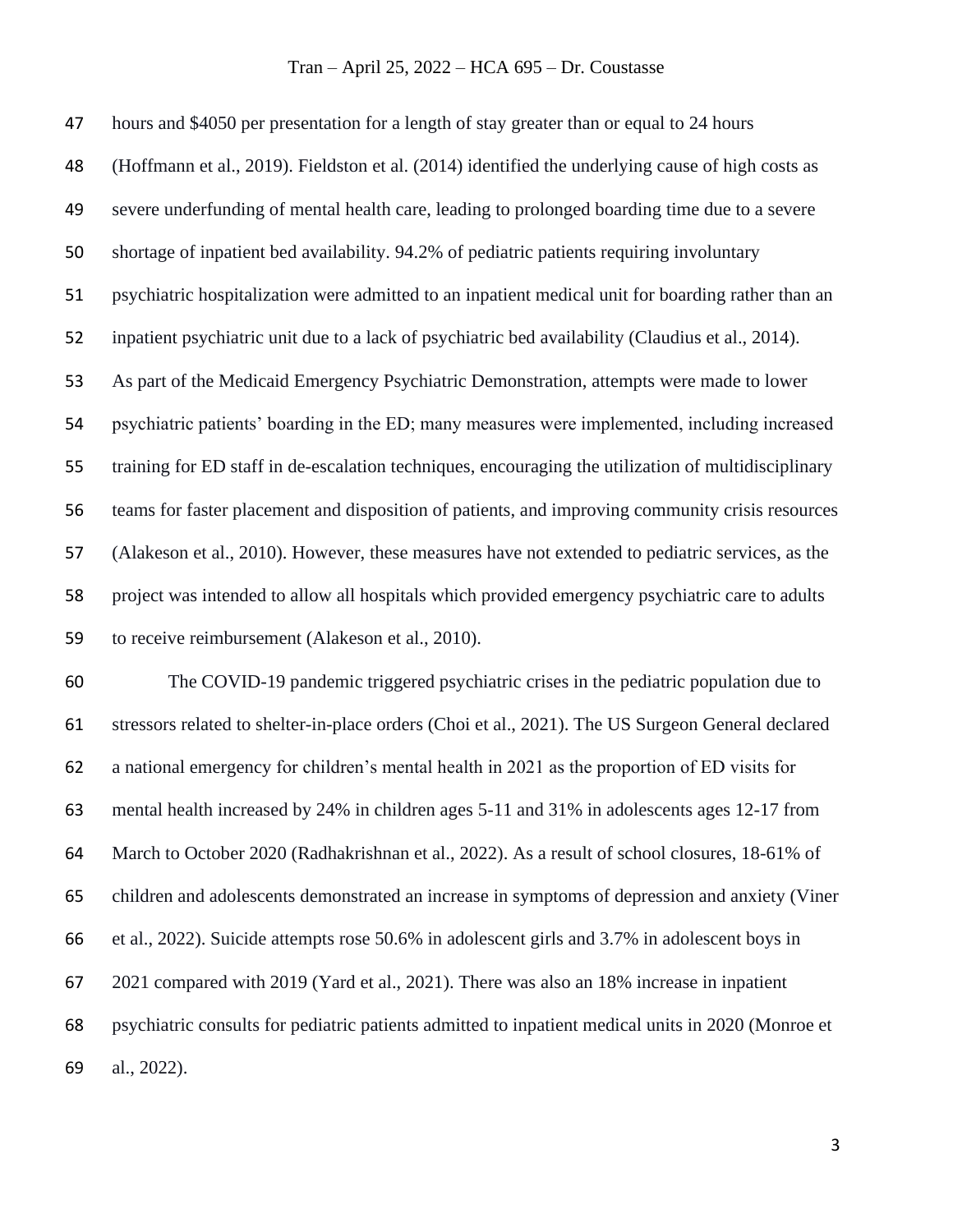hours and $4050 per presentation for a length of stay greater than or equal to 24 hours (Hoffmann et al., 2019). Fieldston et al. (2014) identified the underlying cause of high costs as severe underfunding of mental health care, leading to prolonged boarding time due to a severe shortage of inpatient bed availability. 94.2% of pediatric patients requiring involuntary psychiatric hospitalization were admitted to an inpatient medical unit for boarding rather than an inpatient psychiatric unit due to a lack of psychiatric bed availability (Claudius et al., 2014). As part of the Medicaid Emergency Psychiatric Demonstration, attempts were made to lower psychiatric patients' boarding in the ED; many measures were implemented, including increased training for ED staff in de-escalation techniques, encouraging the utilization of multidisciplinary teams for faster placement and disposition of patients, and improving community crisis resources (Alakeson et al., 2010). However, these measures have not extended to pediatric services, as the project was intended to allow all hospitals which provided emergency psychiatric care to adults to receive reimbursement (Alakeson et al., 2010).

The COVID-19 pandemic triggered psychiatric crises in the pediatric population due to stressors related to shelter-in-place orders (Choi et al., 2021). The US Surgeon General declared a national emergency for children's mental health in 2021 as the proportion of ED visits for mental health increased by 24% in children ages 5-11 and 31% in adolescents ages 12-17 from March to October 2020 (Radhakrishnan et al., 2022). As a result of school closures, 18-61% of children and adolescents demonstrated an increase in symptoms of depression and anxiety (Viner et al., 2022). Suicide attempts rose 50.6% in adolescent girls and 3.7% in adolescent boys in 2021 compared with 2019 (Yard et al., 2021). There was also an 18% increase in inpatient psychiatric consults for pediatric patients admitted to inpatient medical units in 2020 (Monroe et al., 2022).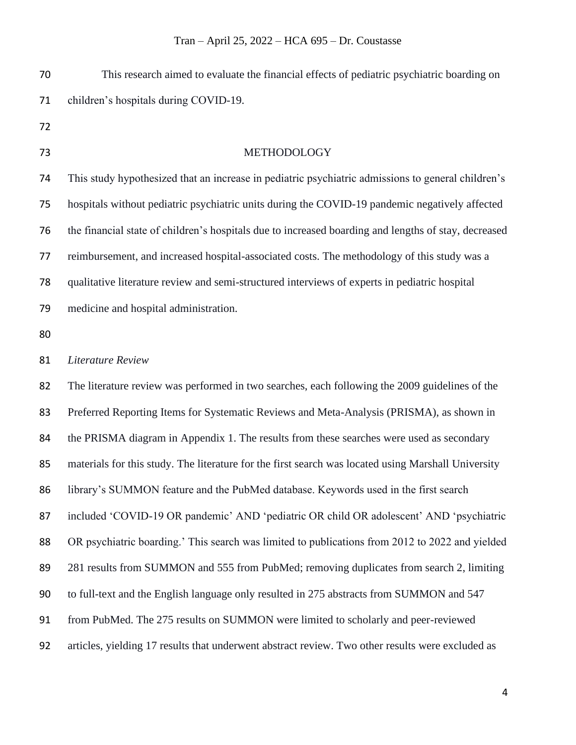This research aimed to evaluate the financial effects of pediatric psychiatric boarding on children's hospitals during COVID-19.

## METHODOLOGY

This study hypothesized that an increase in pediatric psychiatric admissions to general children's hospitals without pediatric psychiatric units during the COVID-19 pandemic negatively affected the financial state of children's hospitals due to increased boarding and lengths of stay, decreased reimbursement, and increased hospital-associated costs. The methodology of this study was a qualitative literature review and semi-structured interviews of experts in pediatric hospital medicine and hospital administration.

### *Literature Review*

The literature review was performed in two searches, each following the 2009 guidelines of the Preferred Reporting Items for Systematic Reviews and Meta-Analysis (PRISMA), as shown in the PRISMA diagram in Appendix 1. The results from these searches were used as secondary materials for this study. The literature for the first search was located using Marshall University library's SUMMON feature and the PubMed database. Keywords used in the first search included 'COVID-19 OR pandemic' AND 'pediatric OR child OR adolescent' AND 'psychiatric OR psychiatric boarding.' This search was limited to publications from 2012 to 2022 and yielded 281 results from SUMMON and 555 from PubMed; removing duplicates from search 2, limiting to full-text and the English language only resulted in 275 abstracts from SUMMON and 547 from PubMed. The 275 results on SUMMON were limited to scholarly and peer-reviewed articles, yielding 17 results that underwent abstract review. Two other results were excluded as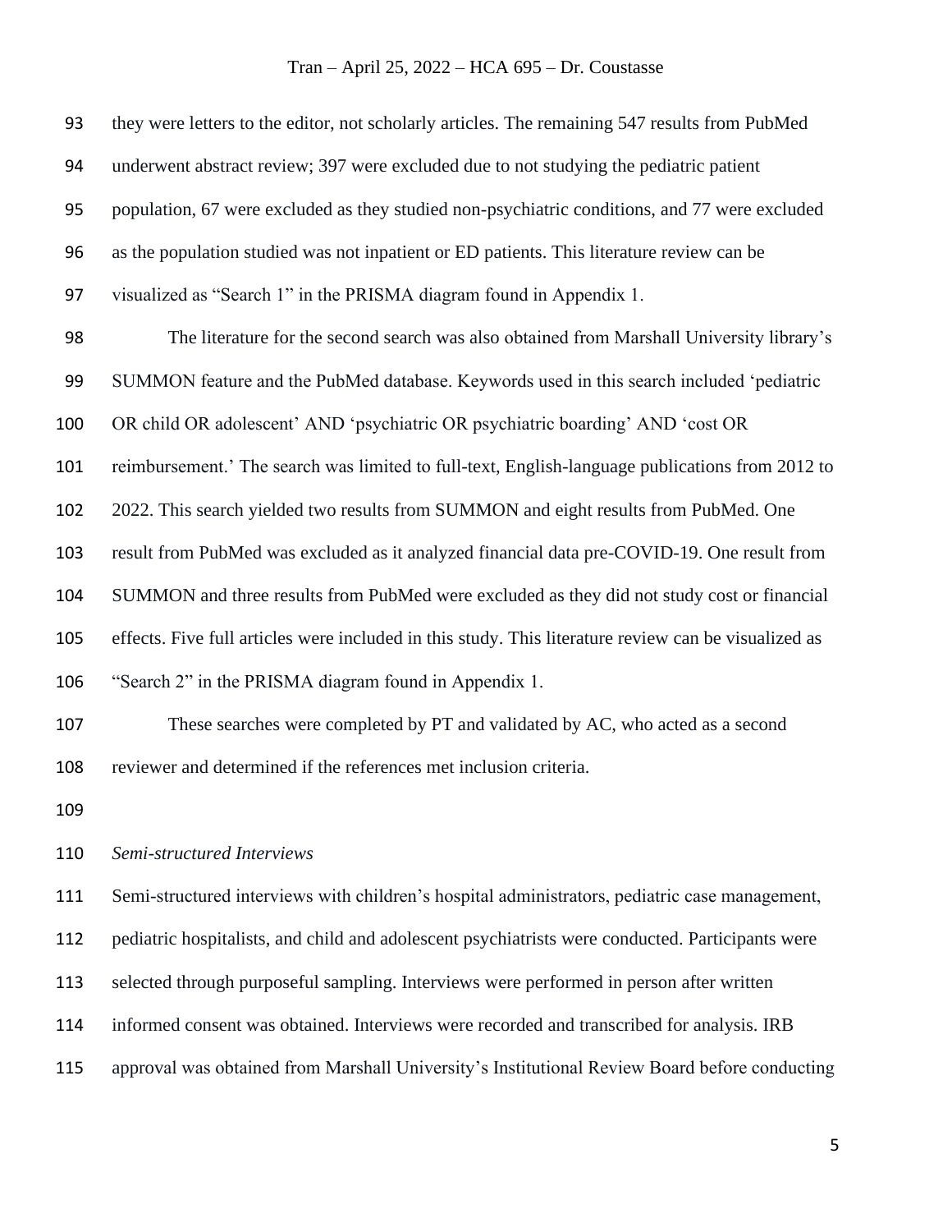they were letters to the editor, not scholarly articles. The remaining 547 results from PubMed underwent abstract review; 397 were excluded due to not studying the pediatric patient population, 67 were excluded as they studied non-psychiatric conditions, and 77 were excluded as the population studied was not inpatient or ED patients. This literature review can be visualized as "Search 1" in the PRISMA diagram found in Appendix 1.

The literature for the second search was also obtained from Marshall University library's SUMMON feature and the PubMed database. Keywords used in this search included 'pediatric OR child OR adolescent' AND 'psychiatric OR psychiatric boarding' AND 'cost OR reimbursement.' The search was limited to full-text, English-language publications from 2012 to 2022. This search yielded two results from SUMMON and eight results from PubMed. One result from PubMed was excluded as it analyzed financial data pre-COVID-19. One result from SUMMON and three results from PubMed were excluded as they did not study cost or financial effects. Five full articles were included in this study. This literature review can be visualized as "Search 2" in the PRISMA diagram found in Appendix 1.

These searches were completed by PT and validated by AC, who acted as a second reviewer and determined if the references met inclusion criteria.

*Semi-structured Interviews*

Semi-structured interviews with children's hospital administrators, pediatric case management, pediatric hospitalists, and child and adolescent psychiatrists were conducted. Participants were selected through purposeful sampling. Interviews were performed in person after written informed consent was obtained. Interviews were recorded and transcribed for analysis. IRB approval was obtained from Marshall University's Institutional Review Board before conducting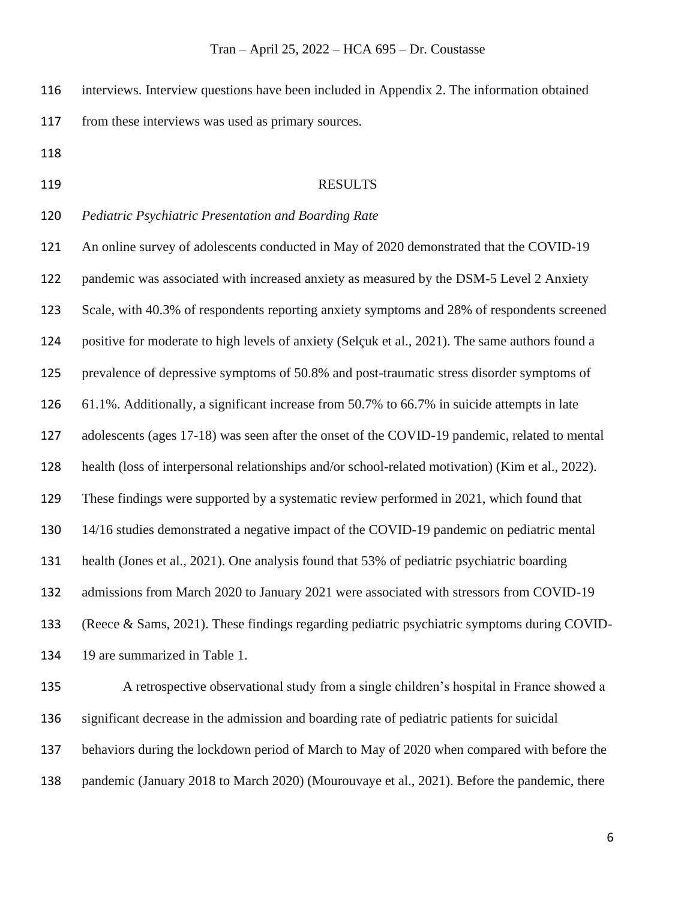interviews. Interview questions have been included in Appendix 2. The information obtained from these interviews was used as primary sources.

## RESULTS

*Pediatric Psychiatric Presentation and Boarding Rate*

An online survey of adolescents conducted in May of 2020 demonstrated that the COVID-19 pandemic was associated with increased anxiety as measured by the DSM-5 Level 2 Anxiety Scale, with 40.3% of respondents reporting anxiety symptoms and 28% of respondents screened positive for moderate to high levels of anxiety (Selçuk et al., 2021). The same authors found a prevalence of depressive symptoms of 50.8% and post-traumatic stress disorder symptoms of 61.1%. Additionally, a significant increase from 50.7% to 66.7% in suicide attempts in late adolescents (ages 17-18) was seen after the onset of the COVID-19 pandemic, related to mental health (loss of interpersonal relationships and/or school-related motivation) (Kim et al., 2022). These findings were supported by a systematic review performed in 2021, which found that 14/16 studies demonstrated a negative impact of the COVID-19 pandemic on pediatric mental health (Jones et al., 2021). One analysis found that 53% of pediatric psychiatric boarding admissions from March 2020 to January 2021 were associated with stressors from COVID-19 (Reece & Sams, 2021). These findings regarding pediatric psychiatric symptoms during COVID-19 are summarized in Table 1.

A retrospective observational study from a single children's hospital in France showed a significant decrease in the admission and boarding rate of pediatric patients for suicidal behaviors during the lockdown period of March to May of 2020 when compared with before the pandemic (January 2018 to March 2020) (Mourouvaye et al., 2021). Before the pandemic, there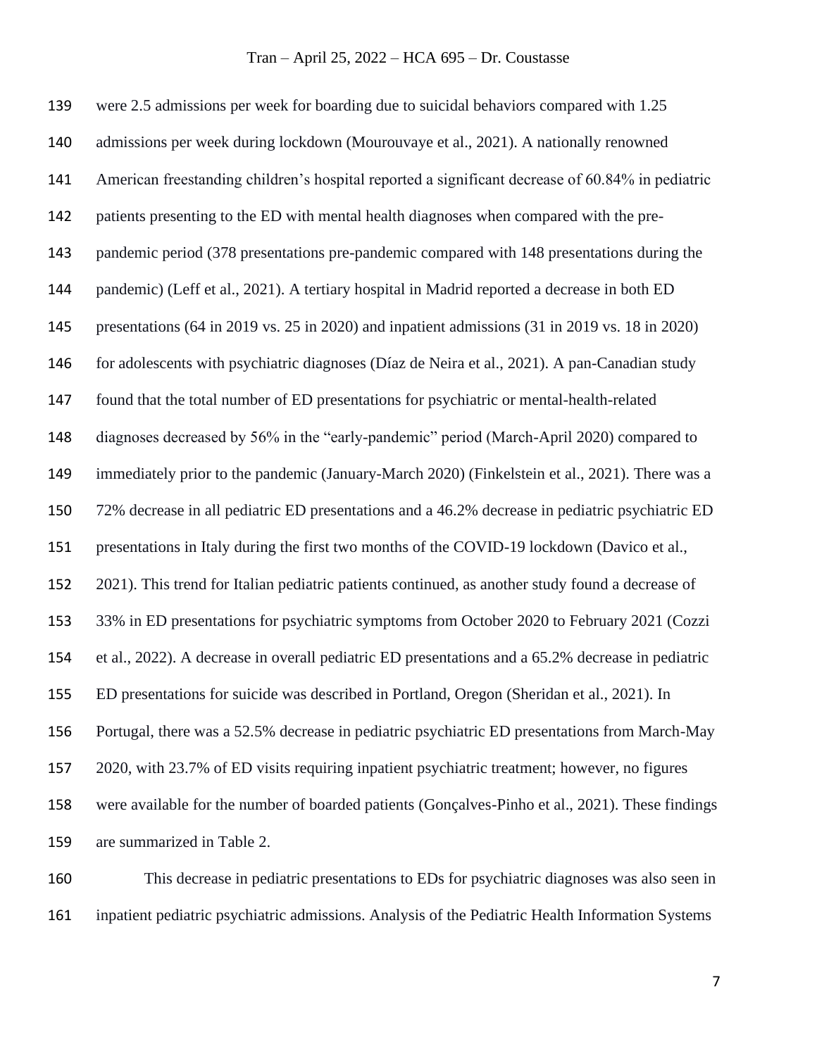were 2.5 admissions per week for boarding due to suicidal behaviors compared with 1.25 admissions per week during lockdown (Mourouvaye et al., 2021). A nationally renowned American freestanding children's hospital reported a significant decrease of 60.84% in pediatric patients presenting to the ED with mental health diagnoses when compared with the pre-pandemic period (378 presentations pre-pandemic compared with 148 presentations during the pandemic) (Leff et al., 2021). A tertiary hospital in Madrid reported a decrease in both ED presentations (64 in 2019 vs. 25 in 2020) and inpatient admissions (31 in 2019 vs. 18 in 2020) for adolescents with psychiatric diagnoses (Díaz de Neira et al., 2021). A pan-Canadian study found that the total number of ED presentations for psychiatric or mental-health-related diagnoses decreased by 56% in the "early-pandemic" period (March-April 2020) compared to immediately prior to the pandemic (January-March 2020) (Finkelstein et al., 2021). There was a 72% decrease in all pediatric ED presentations and a 46.2% decrease in pediatric psychiatric ED presentations in Italy during the first two months of the COVID-19 lockdown (Davico et al., 2021). This trend for Italian pediatric patients continued, as another study found a decrease of 33% in ED presentations for psychiatric symptoms from October 2020 to February 2021 (Cozzi et al., 2022). A decrease in overall pediatric ED presentations and a 65.2% decrease in pediatric ED presentations for suicide was described in Portland, Oregon (Sheridan et al., 2021). In Portugal, there was a 52.5% decrease in pediatric psychiatric ED presentations from March-May 2020, with 23.7% of ED visits requiring inpatient psychiatric treatment; however, no figures were available for the number of boarded patients (Gonçalves-Pinho et al., 2021). These findings are summarized in Table 2.

This decrease in pediatric presentations to EDs for psychiatric diagnoses was also seen in inpatient pediatric psychiatric admissions. Analysis of the Pediatric Health Information Systems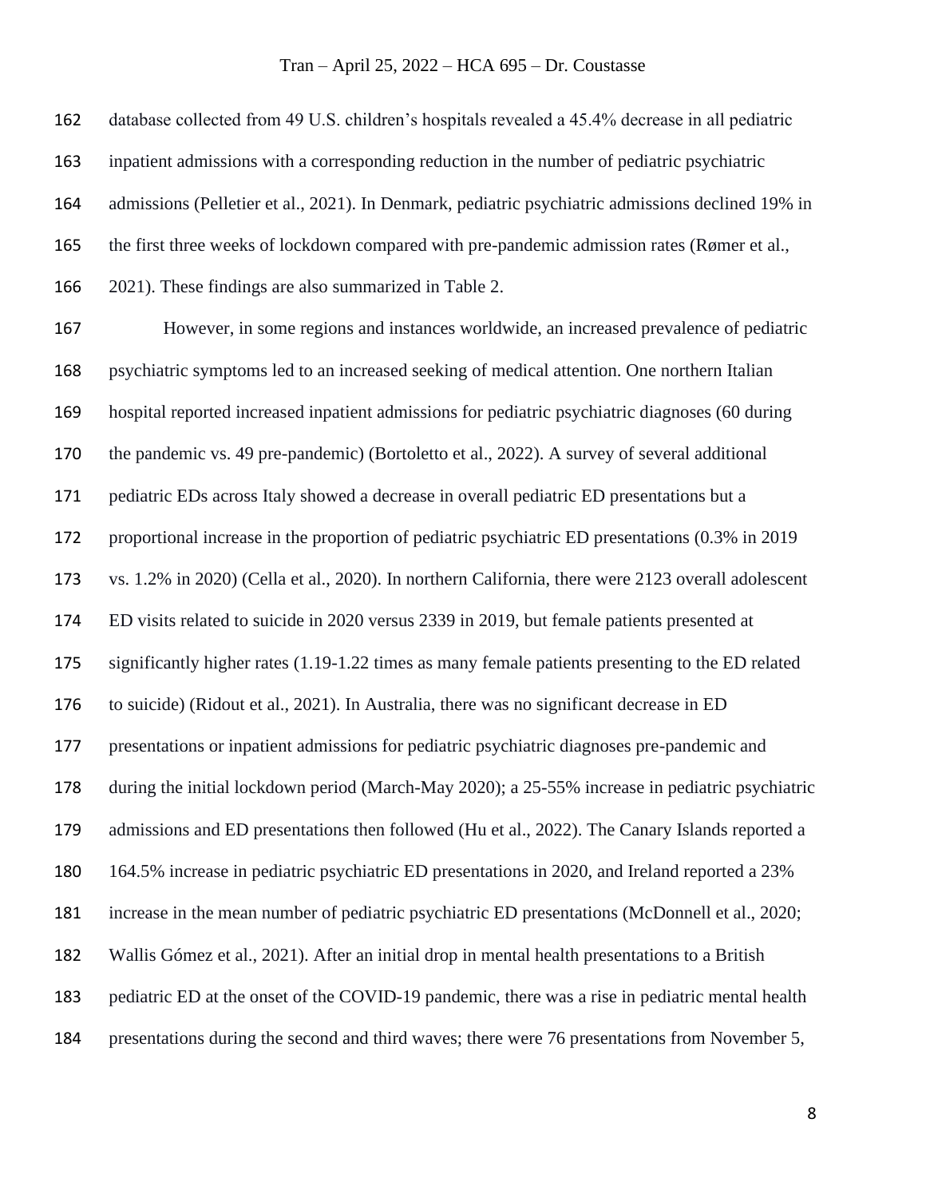database collected from 49 U.S. children's hospitals revealed a 45.4% decrease in all pediatric inpatient admissions with a corresponding reduction in the number of pediatric psychiatric admissions (Pelletier et al., 2021). In Denmark, pediatric psychiatric admissions declined 19% in the first three weeks of lockdown compared with pre-pandemic admission rates (Rømer et al., 2021). These findings are also summarized in Table 2.

However, in some regions and instances worldwide, an increased prevalence of pediatric psychiatric symptoms led to an increased seeking of medical attention. One northern Italian hospital reported increased inpatient admissions for pediatric psychiatric diagnoses (60 during the pandemic vs. 49 pre-pandemic) (Bortoletto et al., 2022). A survey of several additional pediatric EDs across Italy showed a decrease in overall pediatric ED presentations but a proportional increase in the proportion of pediatric psychiatric ED presentations (0.3% in 2019 vs. 1.2% in 2020) (Cella et al., 2020). In northern California, there were 2123 overall adolescent ED visits related to suicide in 2020 versus 2339 in 2019, but female patients presented at significantly higher rates (1.19-1.22 times as many female patients presenting to the ED related to suicide) (Ridout et al., 2021). In Australia, there was no significant decrease in ED presentations or inpatient admissions for pediatric psychiatric diagnoses pre-pandemic and during the initial lockdown period (March-May 2020); a 25-55% increase in pediatric psychiatric admissions and ED presentations then followed (Hu et al., 2022). The Canary Islands reported a 164.5% increase in pediatric psychiatric ED presentations in 2020, and Ireland reported a 23% increase in the mean number of pediatric psychiatric ED presentations (McDonnell et al., 2020; Wallis Gómez et al., 2021). After an initial drop in mental health presentations to a British pediatric ED at the onset of the COVID-19 pandemic, there was a rise in pediatric mental health presentations during the second and third waves; there were 76 presentations from November 5,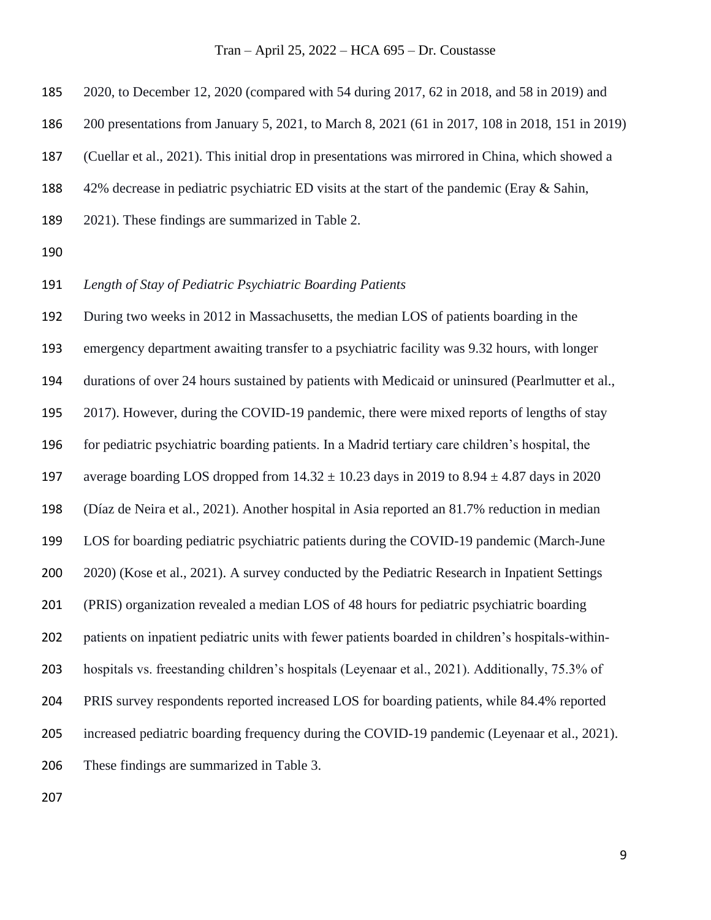2020, to December 12, 2020 (compared with 54 during 2017, 62 in 2018, and 58 in 2019) and 200 presentations from January 5, 2021, to March 8, 2021 (61 in 2017, 108 in 2018, 151 in 2019) (Cuellar et al., 2021). This initial drop in presentations was mirrored in China, which showed a 42% decrease in pediatric psychiatric ED visits at the start of the pandemic (Eray & Sahin, 2021). These findings are summarized in Table 2.

*Length of Stay of Pediatric Psychiatric Boarding Patients*

During two weeks in 2012 in Massachusetts, the median LOS of patients boarding in the emergency department awaiting transfer to a psychiatric facility was 9.32 hours, with longer durations of over 24 hours sustained by patients with Medicaid or uninsured (Pearlmutter et al., 2017). However, during the COVID-19 pandemic, there were mixed reports of lengths of stay for pediatric psychiatric boarding patients. In a Madrid tertiary care children's hospital, the average boarding LOS dropped from $14.32 \pm 10.23$ days in 2019 to $8.94 \pm 4.87$ days in 2020 (Díaz de Neira et al., 2021). Another hospital in Asia reported an 81.7% reduction in median LOS for boarding pediatric psychiatric patients during the COVID-19 pandemic (March-June 2020) (Kose et al., 2021). A survey conducted by the Pediatric Research in Inpatient Settings (PRIS) organization revealed a median LOS of 48 hours for pediatric psychiatric boarding patients on inpatient pediatric units with fewer patients boarded in children's hospitals-within-hospitals vs. freestanding children's hospitals (Leyenaar et al., 2021). Additionally, 75.3% of PRIS survey respondents reported increased LOS for boarding patients, while 84.4% reported increased pediatric boarding frequency during the COVID-19 pandemic (Leyenaar et al., 2021). These findings are summarized in Table 3.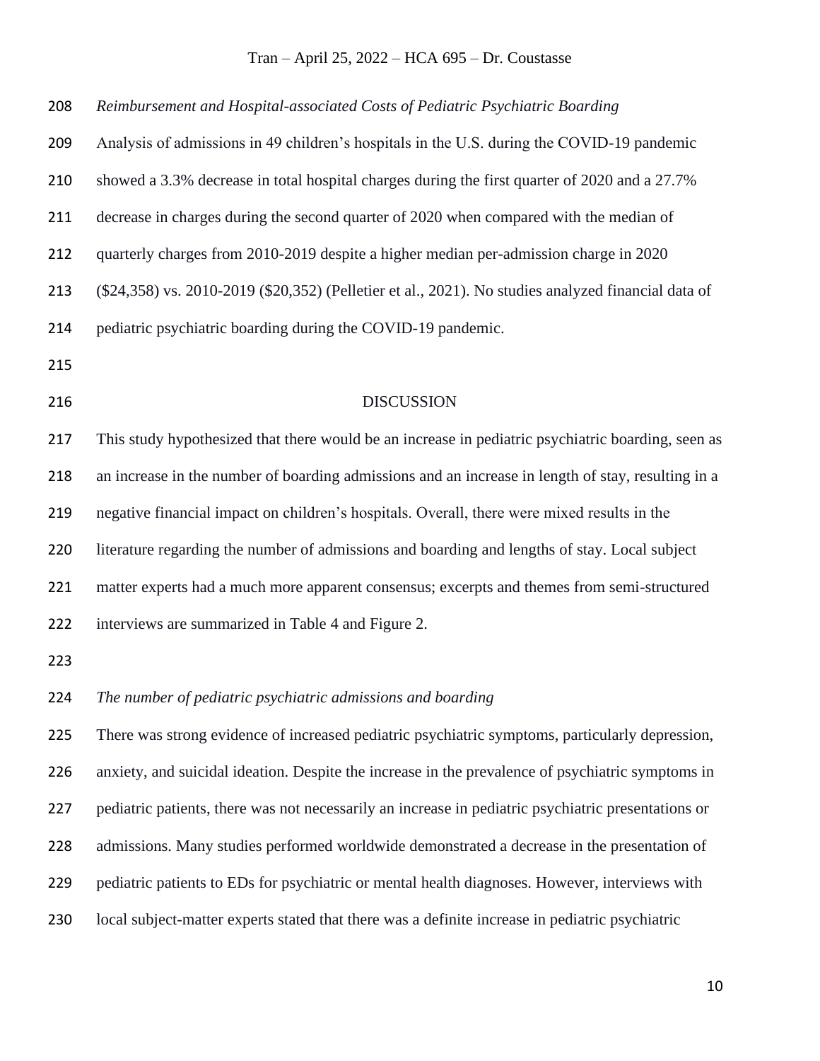*Reimbursement and Hospital-associated Costs of Pediatric Psychiatric Boarding*

Analysis of admissions in 49 children's hospitals in the U.S. during the COVID-19 pandemic showed a 3.3% decrease in total hospital charges during the first quarter of 2020 and a 27.7% decrease in charges during the second quarter of 2020 when compared with the median of quarterly charges from 2010-2019 despite a higher median per-admission charge in 2020 ($24,358) vs. 2010-2019 ($20,352) (Pelletier et al., 2021). No studies analyzed financial data of pediatric psychiatric boarding during the COVID-19 pandemic.

## DISCUSSION

This study hypothesized that there would be an increase in pediatric psychiatric boarding, seen as an increase in the number of boarding admissions and an increase in length of stay, resulting in a negative financial impact on children's hospitals. Overall, there were mixed results in the literature regarding the number of admissions and boarding and lengths of stay. Local subject matter experts had a much more apparent consensus; excerpts and themes from semi-structured interviews are summarized in Table 4 and Figure 2.

*The number of pediatric psychiatric admissions and boarding*

There was strong evidence of increased pediatric psychiatric symptoms, particularly depression, anxiety, and suicidal ideation. Despite the increase in the prevalence of psychiatric symptoms in pediatric patients, there was not necessarily an increase in pediatric psychiatric presentations or admissions. Many studies performed worldwide demonstrated a decrease in the presentation of pediatric patients to EDs for psychiatric or mental health diagnoses. However, interviews with local subject-matter experts stated that there was a definite increase in pediatric psychiatric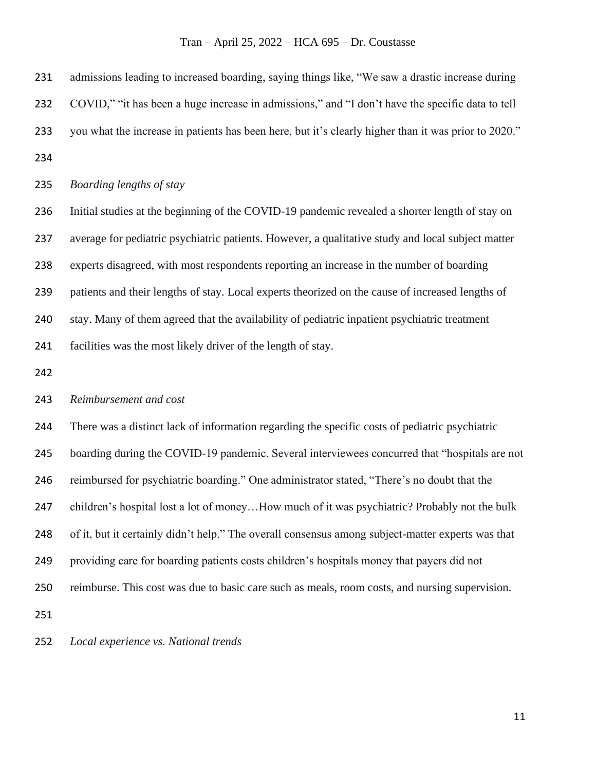admissions leading to increased boarding, saying things like, "We saw a drastic increase during COVID," "it has been a huge increase in admissions," and "I don't have the specific data to tell you what the increase in patients has been here, but it's clearly higher than it was prior to 2020."

*Boarding lengths of stay*

Initial studies at the beginning of the COVID-19 pandemic revealed a shorter length of stay on average for pediatric psychiatric patients. However, a qualitative study and local subject matter experts disagreed, with most respondents reporting an increase in the number of boarding patients and their lengths of stay. Local experts theorized on the cause of increased lengths of stay. Many of them agreed that the availability of pediatric inpatient psychiatric treatment facilities was the most likely driver of the length of stay.

*Reimbursement and cost*

There was a distinct lack of information regarding the specific costs of pediatric psychiatric boarding during the COVID-19 pandemic. Several interviewees concurred that "hospitals are not reimbursed for psychiatric boarding." One administrator stated, "There's no doubt that the children's hospital lost a lot of money…How much of it was psychiatric? Probably not the bulk of it, but it certainly didn't help." The overall consensus among subject-matter experts was that providing care for boarding patients costs children's hospitals money that payers did not reimburse. This cost was due to basic care such as meals, room costs, and nursing supervision.

*Local experience vs. National trends*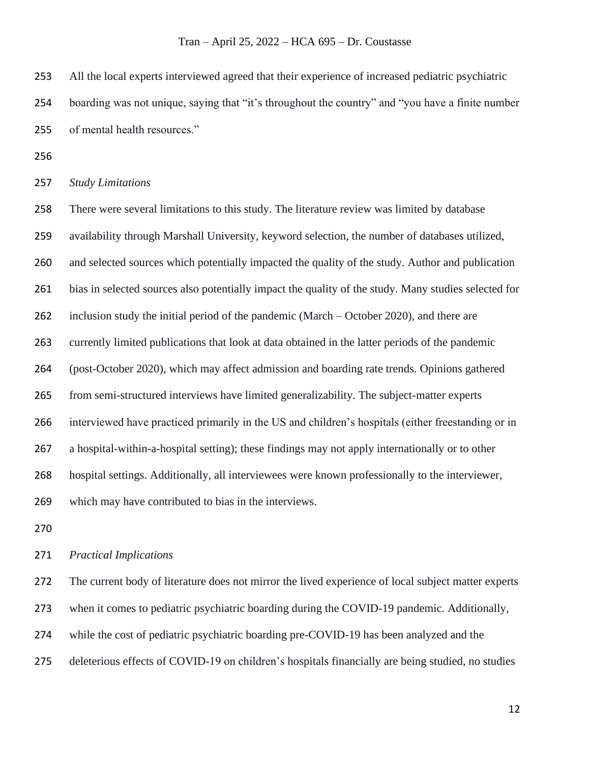All the local experts interviewed agreed that their experience of increased pediatric psychiatric boarding was not unique, saying that "it's throughout the country" and "you have a finite number of mental health resources."

*Study Limitations*

There were several limitations to this study. The literature review was limited by database availability through Marshall University, keyword selection, the number of databases utilized, and selected sources which potentially impacted the quality of the study. Author and publication bias in selected sources also potentially impact the quality of the study. Many studies selected for inclusion study the initial period of the pandemic (March – October 2020), and there are currently limited publications that look at data obtained in the latter periods of the pandemic (post-October 2020), which may affect admission and boarding rate trends. Opinions gathered from semi-structured interviews have limited generalizability. The subject-matter experts interviewed have practiced primarily in the US and children's hospitals (either freestanding or in a hospital-within-a-hospital setting); these findings may not apply internationally or to other hospital settings. Additionally, all interviewees were known professionally to the interviewer, which may have contributed to bias in the interviews.

*Practical Implications*

The current body of literature does not mirror the lived experience of local subject matter experts when it comes to pediatric psychiatric boarding during the COVID-19 pandemic. Additionally, while the cost of pediatric psychiatric boarding pre-COVID-19 has been analyzed and the deleterious effects of COVID-19 on children's hospitals financially are being studied, no studies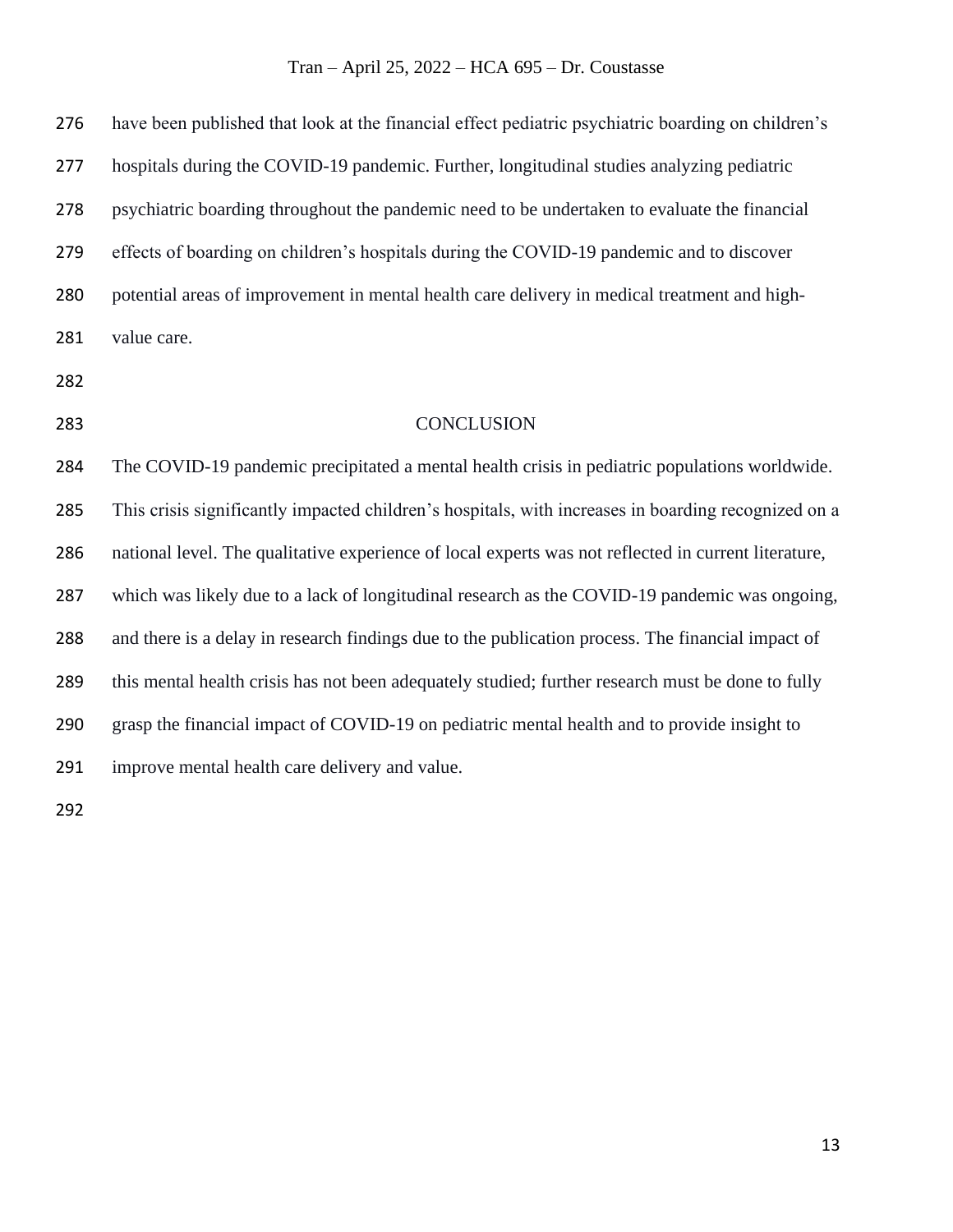have been published that look at the financial effect pediatric psychiatric boarding on children's hospitals during the COVID-19 pandemic. Further, longitudinal studies analyzing pediatric psychiatric boarding throughout the pandemic need to be undertaken to evaluate the financial effects of boarding on children's hospitals during the COVID-19 pandemic and to discover potential areas of improvement in mental health care delivery in medical treatment and high-value care.

## CONCLUSION

The COVID-19 pandemic precipitated a mental health crisis in pediatric populations worldwide. This crisis significantly impacted children's hospitals, with increases in boarding recognized on a national level. The qualitative experience of local experts was not reflected in current literature, which was likely due to a lack of longitudinal research as the COVID-19 pandemic was ongoing, and there is a delay in research findings due to the publication process. The financial impact of this mental health crisis has not been adequately studied; further research must be done to fully grasp the financial impact of COVID-19 on pediatric mental health and to provide insight to improve mental health care delivery and value.